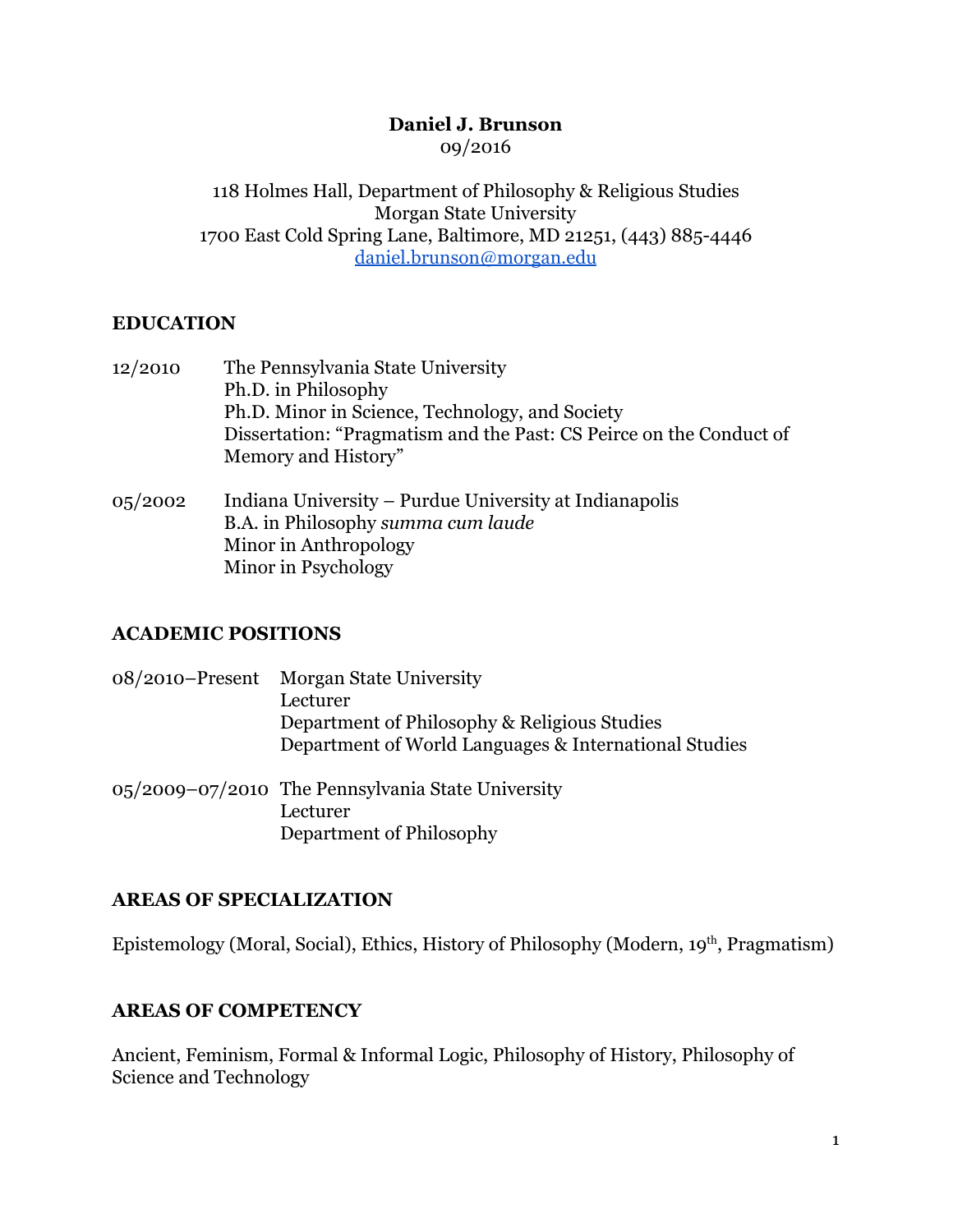# Daniel J. Brunson

09/2016

118 Holmes Hall, Department of Philosophy & Religious Studies
Morgan State University
1700 East Cold Spring Lane, Baltimore, MD 21251, (443) 885-4446
daniel.brunson@morgan.edu

## EDUCATION

12/2010 The Pennsylvania State University
Ph.D. in Philosophy
Ph.D. Minor in Science, Technology, and Society
Dissertation: "Pragmatism and the Past: CS Peirce on the Conduct of Memory and History"

05/2002 Indiana University – Purdue University at Indianapolis
B.A. in Philosophy *summa cum laude*
Minor in Anthropology
Minor in Psychology

## ACADEMIC POSITIONS

08/2010–Present Morgan State University
Lecturer
Department of Philosophy & Religious Studies
Department of World Languages & International Studies

05/2009–07/2010 The Pennsylvania State University
Lecturer
Department of Philosophy

## AREAS OF SPECIALIZATION

Epistemology (Moral, Social), Ethics, History of Philosophy (Modern, 19th, Pragmatism)

## AREAS OF COMPETENCY

Ancient, Feminism, Formal & Informal Logic, Philosophy of History, Philosophy of Science and Technology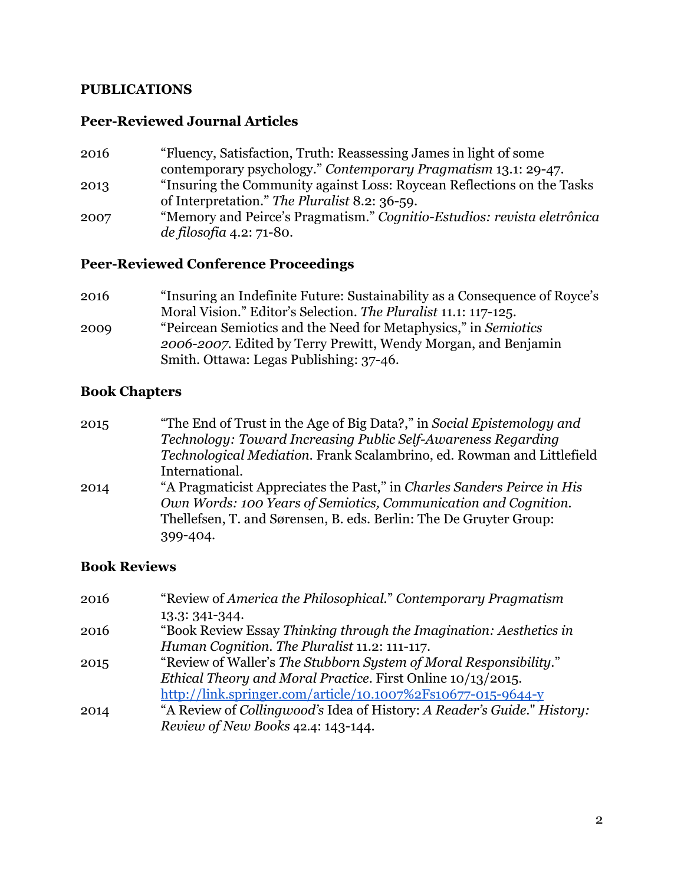## PUBLICATIONS

### Peer-Reviewed Journal Articles

2016 "Fluency, Satisfaction, Truth: Reassessing James in light of some contemporary psychology." *Contemporary Pragmatism* 13.1: 29-47.

2013 "Insuring the Community against Loss: Roycean Reflections on the Tasks of Interpretation." *The Pluralist* 8.2: 36-59.

2007 "Memory and Peirce's Pragmatism." *Cognitio-Estudios: revista eletrônica de filosofia* 4.2: 71-80.

### Peer-Reviewed Conference Proceedings

2016 "Insuring an Indefinite Future: Sustainability as a Consequence of Royce's Moral Vision." Editor's Selection. *The Pluralist* 11.1: 117-125.

2009 "Peircean Semiotics and the Need for Metaphysics," in *Semiotics 2006-2007*. Edited by Terry Prewitt, Wendy Morgan, and Benjamin Smith. Ottawa: Legas Publishing: 37-46.

### Book Chapters

2015 "The End of Trust in the Age of Big Data?," in *Social Epistemology and Technology: Toward Increasing Public Self-Awareness Regarding Technological Mediation*. Frank Scalambrino, ed. Rowman and Littlefield International.

2014 "A Pragmaticist Appreciates the Past," in *Charles Sanders Peirce in His Own Words: 100 Years of Semiotics, Communication and Cognition*. Thellefsen, T. and Sørensen, B. eds. Berlin: The De Gruyter Group: 399-404.

### Book Reviews

2016 "Review of *America the Philosophical*." *Contemporary Pragmatism* 13.3: 341-344.

2016 "Book Review Essay *Thinking through the Imagination: Aesthetics in Human Cognition*. *The Pluralist* 11.2: 111-117.

2015 "Review of Waller's *The Stubborn System of Moral Responsibility*." *Ethical Theory and Moral Practice*. First Online 10/13/2015. http://link.springer.com/article/10.1007%2Fs10677-015-9644-y

2014 "A Review of *Collingwood's* Idea of History: *A Reader's Guide*." *History: Review of New Books* 42.4: 143-144.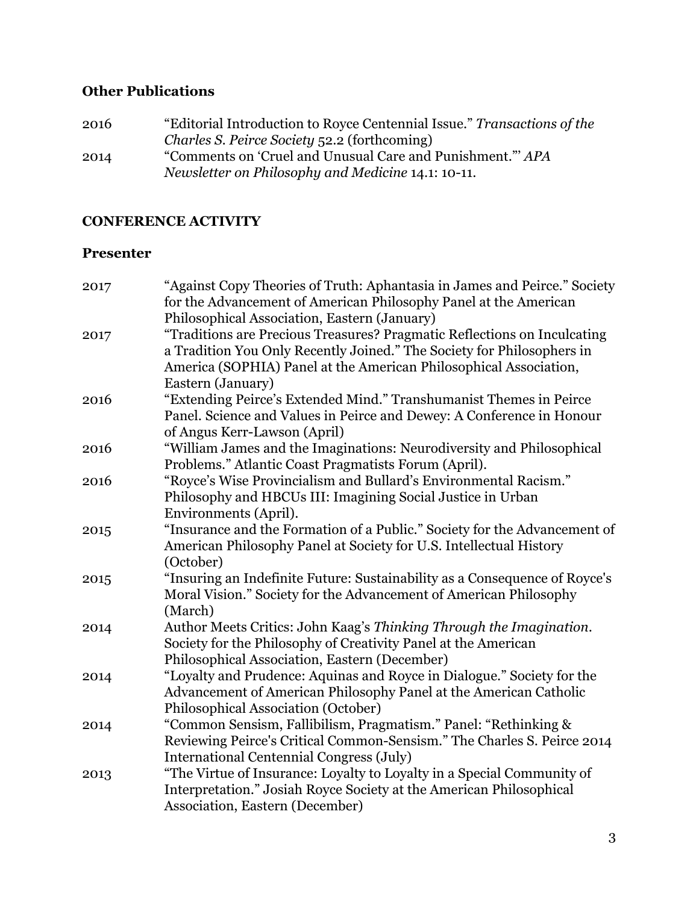### Other Publications

| | |
|---|---|
| 2016 | "Editorial Introduction to Royce Centennial Issue." *Transactions of the Charles S. Peirce Society* 52.2 (forthcoming) |
| 2014 | "Comments on 'Cruel and Unusual Care and Punishment.'" *APA Newsletter on Philosophy and Medicine* 14.1: 10-11. |

## CONFERENCE ACTIVITY

### Presenter

| | |
|---|---|
| 2017 | "Against Copy Theories of Truth: Aphantasia in James and Peirce." Society for the Advancement of American Philosophy Panel at the American Philosophical Association, Eastern (January) |
| 2017 | "Traditions are Precious Treasures? Pragmatic Reflections on Inculcating a Tradition You Only Recently Joined." The Society for Philosophers in America (SOPHIA) Panel at the American Philosophical Association, Eastern (January) |
| 2016 | "Extending Peirce's Extended Mind." Transhumanist Themes in Peirce Panel. Science and Values in Peirce and Dewey: A Conference in Honour of Angus Kerr-Lawson (April) |
| 2016 | "William James and the Imaginations: Neurodiversity and Philosophical Problems." Atlantic Coast Pragmatists Forum (April). |
| 2016 | "Royce's Wise Provincialism and Bullard's Environmental Racism." Philosophy and HBCUs III: Imagining Social Justice in Urban Environments (April). |
| 2015 | "Insurance and the Formation of a Public." Society for the Advancement of American Philosophy Panel at Society for U.S. Intellectual History (October) |
| 2015 | "Insuring an Indefinite Future: Sustainability as a Consequence of Royce's Moral Vision." Society for the Advancement of American Philosophy (March) |
| 2014 | Author Meets Critics: John Kaag's *Thinking Through the Imagination*. Society for the Philosophy of Creativity Panel at the American Philosophical Association, Eastern (December) |
| 2014 | "Loyalty and Prudence: Aquinas and Royce in Dialogue." Society for the Advancement of American Philosophy Panel at the American Catholic Philosophical Association (October) |
| 2014 | "Common Sensism, Fallibilism, Pragmatism." Panel: "Rethinking & Reviewing Peirce's Critical Common-Sensism." The Charles S. Peirce 2014 International Centennial Congress (July) |
| 2013 | "The Virtue of Insurance: Loyalty to Loyalty in a Special Community of Interpretation." Josiah Royce Society at the American Philosophical Association, Eastern (December) |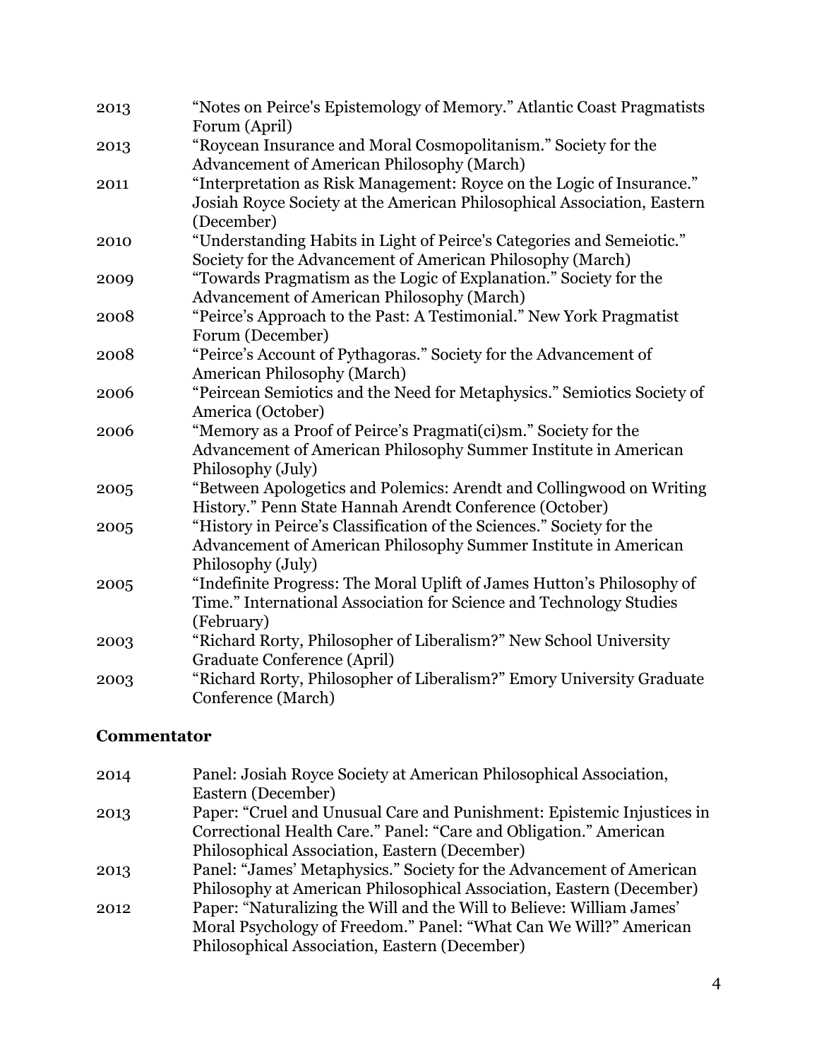| | |
|---|---|
| 2013 | "Notes on Peirce's Epistemology of Memory." Atlantic Coast Pragmatists Forum (April) |
| 2013 | "Roycean Insurance and Moral Cosmopolitanism." Society for the Advancement of American Philosophy (March) |
| 2011 | "Interpretation as Risk Management: Royce on the Logic of Insurance." Josiah Royce Society at the American Philosophical Association, Eastern (December) |
| 2010 | "Understanding Habits in Light of Peirce's Categories and Semeiotic." Society for the Advancement of American Philosophy (March) |
| 2009 | "Towards Pragmatism as the Logic of Explanation." Society for the Advancement of American Philosophy (March) |
| 2008 | "Peirce's Approach to the Past: A Testimonial." New York Pragmatist Forum (December) |
| 2008 | "Peirce's Account of Pythagoras." Society for the Advancement of American Philosophy (March) |
| 2006 | "Peircean Semiotics and the Need for Metaphysics." Semiotics Society of America (October) |
| 2006 | "Memory as a Proof of Peirce's Pragmati(ci)sm." Society for the Advancement of American Philosophy Summer Institute in American Philosophy (July) |
| 2005 | "Between Apologetics and Polemics: Arendt and Collingwood on Writing History." Penn State Hannah Arendt Conference (October) |
| 2005 | "History in Peirce's Classification of the Sciences." Society for the Advancement of American Philosophy Summer Institute in American Philosophy (July) |
| 2005 | "Indefinite Progress: The Moral Uplift of James Hutton's Philosophy of Time." International Association for Science and Technology Studies (February) |
| 2003 | "Richard Rorty, Philosopher of Liberalism?" New School University Graduate Conference (April) |
| 2003 | "Richard Rorty, Philosopher of Liberalism?" Emory University Graduate Conference (March) |

## Commentator

| | |
|---|---|
| 2014 | Panel: Josiah Royce Society at American Philosophical Association, Eastern (December) |
| 2013 | Paper: "Cruel and Unusual Care and Punishment: Epistemic Injustices in Correctional Health Care." Panel: "Care and Obligation." American Philosophical Association, Eastern (December) |
| 2013 | Panel: "James' Metaphysics." Society for the Advancement of American Philosophy at American Philosophical Association, Eastern (December) |
| 2012 | Paper: "Naturalizing the Will and the Will to Believe: William James' Moral Psychology of Freedom." Panel: "What Can We Will?" American Philosophical Association, Eastern (December) |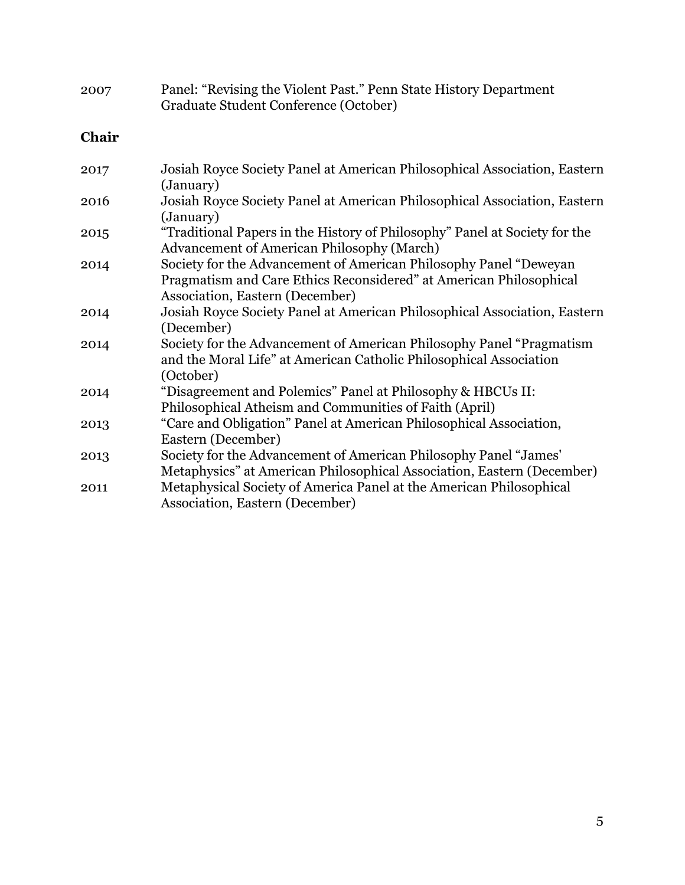2007 Panel: "Revising the Violent Past." Penn State History Department Graduate Student Conference (October)

**Chair**

2017 Josiah Royce Society Panel at American Philosophical Association, Eastern (January)

2016 Josiah Royce Society Panel at American Philosophical Association, Eastern (January)

2015 "Traditional Papers in the History of Philosophy" Panel at Society for the Advancement of American Philosophy (March)

2014 Society for the Advancement of American Philosophy Panel "Deweyan Pragmatism and Care Ethics Reconsidered" at American Philosophical Association, Eastern (December)

2014 Josiah Royce Society Panel at American Philosophical Association, Eastern (December)

2014 Society for the Advancement of American Philosophy Panel "Pragmatism and the Moral Life" at American Catholic Philosophical Association (October)

2014 "Disagreement and Polemics" Panel at Philosophy & HBCUs II: Philosophical Atheism and Communities of Faith (April)

2013 "Care and Obligation" Panel at American Philosophical Association, Eastern (December)

2013 Society for the Advancement of American Philosophy Panel "James' Metaphysics" at American Philosophical Association, Eastern (December)

2011 Metaphysical Society of America Panel at the American Philosophical Association, Eastern (December)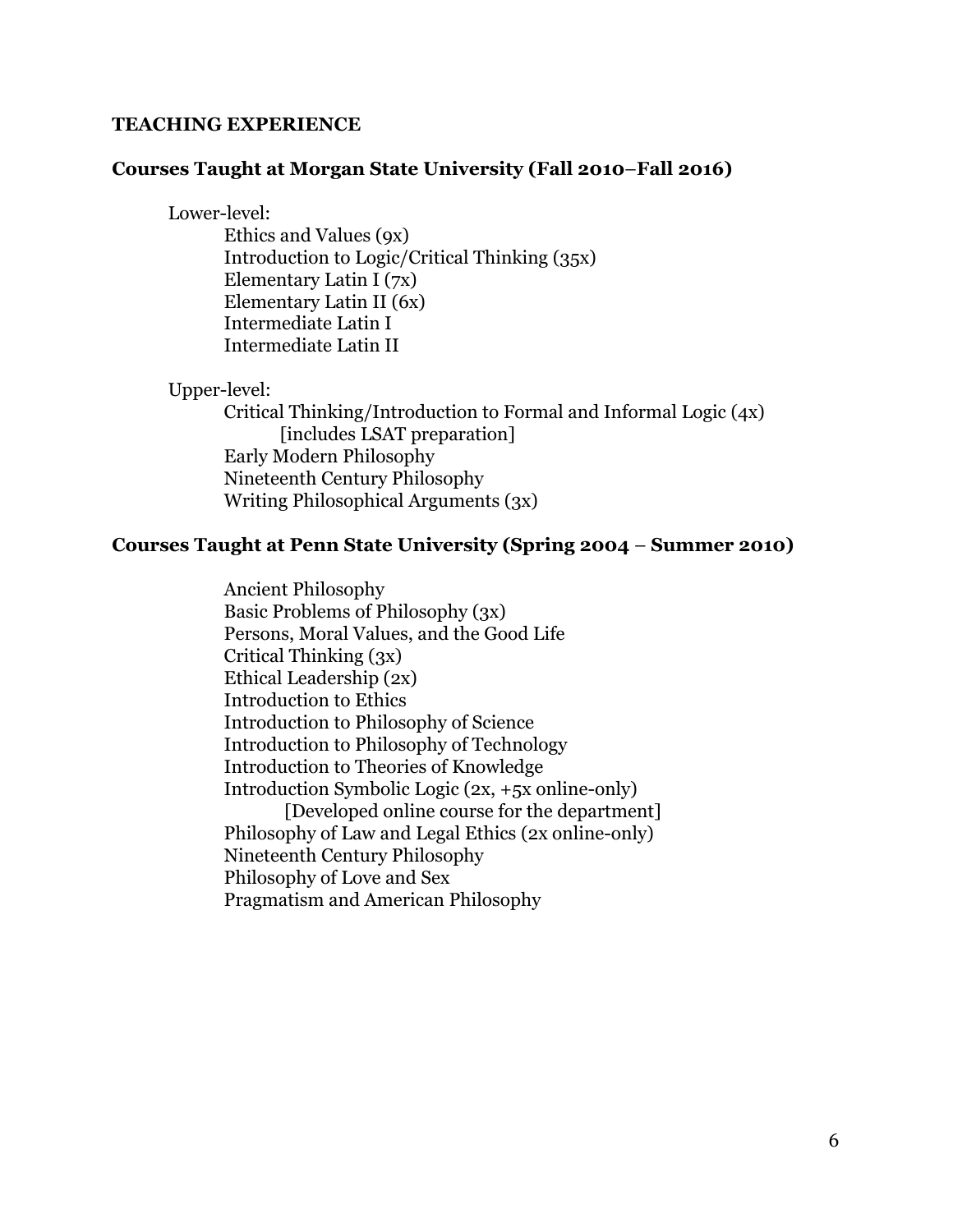## TEACHING EXPERIENCE

### Courses Taught at Morgan State University (Fall 2010–Fall 2016)

Lower-level:

- Ethics and Values (9x)
- Introduction to Logic/Critical Thinking (35x)
- Elementary Latin I (7x)
- Elementary Latin II (6x)
- Intermediate Latin I
- Intermediate Latin II

Upper-level:

- Critical Thinking/Introduction to Formal and Informal Logic (4x)
  [includes LSAT preparation]
- Early Modern Philosophy
- Nineteenth Century Philosophy
- Writing Philosophical Arguments (3x)

### Courses Taught at Penn State University (Spring 2004 – Summer 2010)

- Ancient Philosophy
- Basic Problems of Philosophy (3x)
- Persons, Moral Values, and the Good Life
- Critical Thinking (3x)
- Ethical Leadership (2x)
- Introduction to Ethics
- Introduction to Philosophy of Science
- Introduction to Philosophy of Technology
- Introduction to Theories of Knowledge
- Introduction Symbolic Logic (2x, +5x online-only)
  [Developed online course for the department]
- Philosophy of Law and Legal Ethics (2x online-only)
- Nineteenth Century Philosophy
- Philosophy of Love and Sex
- Pragmatism and American Philosophy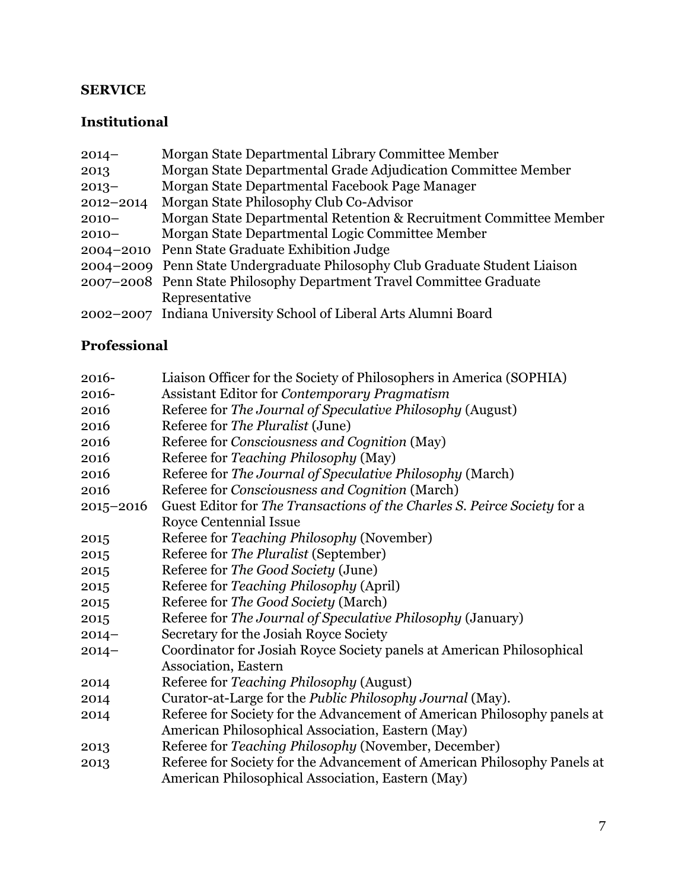## SERVICE

### Institutional

2014– Morgan State Departmental Library Committee Member
2013 Morgan State Departmental Grade Adjudication Committee Member
2013– Morgan State Departmental Facebook Page Manager
2012–2014 Morgan State Philosophy Club Co-Advisor
2010– Morgan State Departmental Retention & Recruitment Committee Member
2010– Morgan State Departmental Logic Committee Member
2004–2010 Penn State Graduate Exhibition Judge
2004–2009 Penn State Undergraduate Philosophy Club Graduate Student Liaison
2007–2008 Penn State Philosophy Department Travel Committee Graduate Representative
2002–2007 Indiana University School of Liberal Arts Alumni Board

### Professional

2016- Liaison Officer for the Society of Philosophers in America (SOPHIA)
2016- Assistant Editor for *Contemporary Pragmatism*
2016 Referee for *The Journal of Speculative Philosophy* (August)
2016 Referee for *The Pluralist* (June)
2016 Referee for *Consciousness and Cognition* (May)
2016 Referee for *Teaching Philosophy* (May)
2016 Referee for *The Journal of Speculative Philosophy* (March)
2016 Referee for *Consciousness and Cognition* (March)
2015–2016 Guest Editor for *The Transactions of the Charles S. Peirce Society* for a Royce Centennial Issue
2015 Referee for *Teaching Philosophy* (November)
2015 Referee for *The Pluralist* (September)
2015 Referee for *The Good Society* (June)
2015 Referee for *Teaching Philosophy* (April)
2015 Referee for *The Good Society* (March)
2015 Referee for *The Journal of Speculative Philosophy* (January)
2014– Secretary for the Josiah Royce Society
2014– Coordinator for Josiah Royce Society panels at American Philosophical Association, Eastern
2014 Referee for *Teaching Philosophy* (August)
2014 Curator-at-Large for the *Public Philosophy Journal* (May).
2014 Referee for Society for the Advancement of American Philosophy panels at American Philosophical Association, Eastern (May)
2013 Referee for *Teaching Philosophy* (November, December)
2013 Referee for Society for the Advancement of American Philosophy Panels at American Philosophical Association, Eastern (May)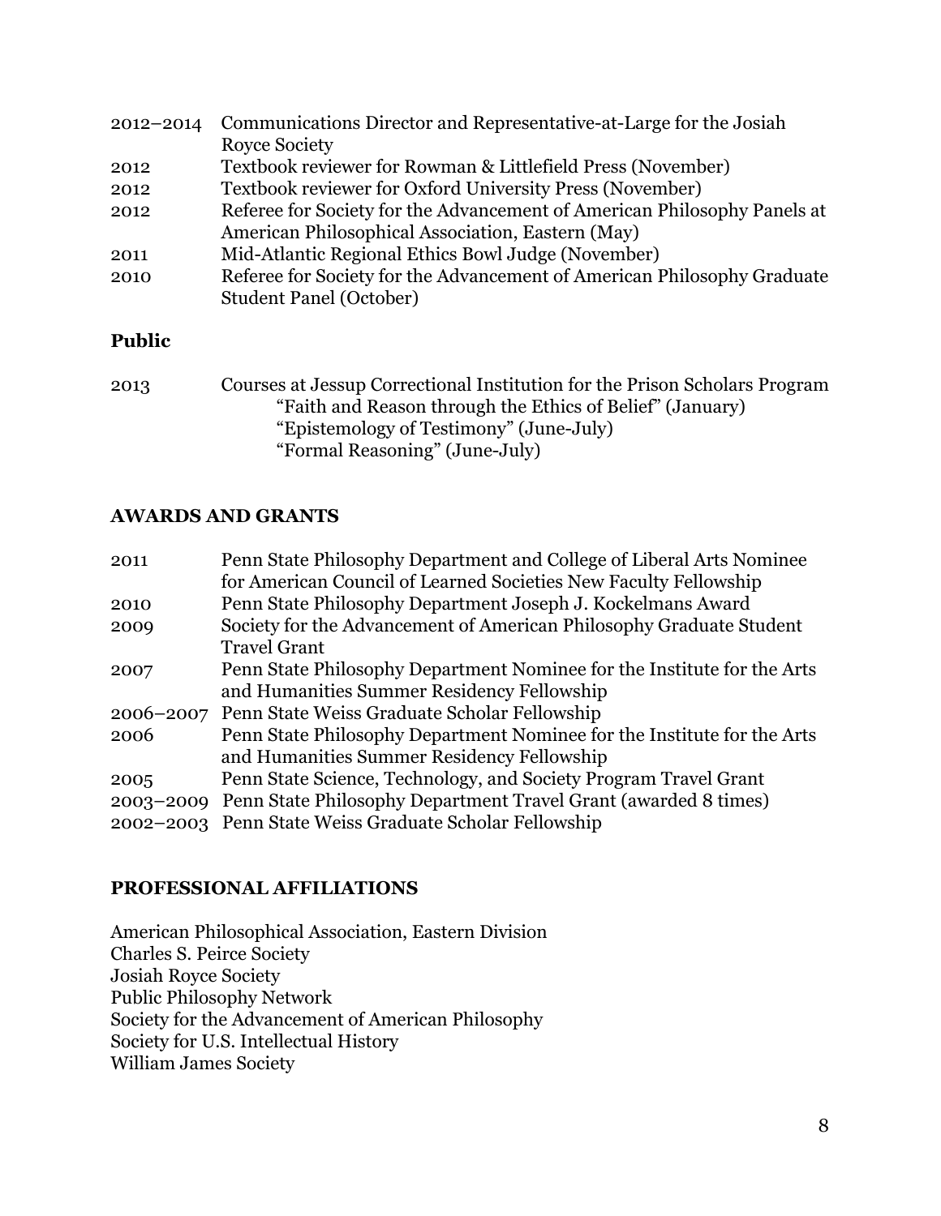| | |
|---|---|
| 2012–2014 | Communications Director and Representative-at-Large for the Josiah Royce Society |
| 2012 | Textbook reviewer for Rowman & Littlefield Press (November) |
| 2012 | Textbook reviewer for Oxford University Press (November) |
| 2012 | Referee for Society for the Advancement of American Philosophy Panels at American Philosophical Association, Eastern (May) |
| 2011 | Mid-Atlantic Regional Ethics Bowl Judge (November) |
| 2010 | Referee for Society for the Advancement of American Philosophy Graduate Student Panel (October) |

**Public**

2013 Courses at Jessup Correctional Institution for the Prison Scholars Program
- "Faith and Reason through the Ethics of Belief" (January)
- "Epistemology of Testimony" (June-July)
- "Formal Reasoning" (June-July)

## AWARDS AND GRANTS

| | |
|---|---|
| 2011 | Penn State Philosophy Department and College of Liberal Arts Nominee for American Council of Learned Societies New Faculty Fellowship |
| 2010 | Penn State Philosophy Department Joseph J. Kockelmans Award |
| 2009 | Society for the Advancement of American Philosophy Graduate Student Travel Grant |
| 2007 | Penn State Philosophy Department Nominee for the Institute for the Arts and Humanities Summer Residency Fellowship |
| 2006–2007 | Penn State Weiss Graduate Scholar Fellowship |
| 2006 | Penn State Philosophy Department Nominee for the Institute for the Arts and Humanities Summer Residency Fellowship |
| 2005 | Penn State Science, Technology, and Society Program Travel Grant |
| 2003–2009 | Penn State Philosophy Department Travel Grant (awarded 8 times) |
| 2002–2003 | Penn State Weiss Graduate Scholar Fellowship |

## PROFESSIONAL AFFILIATIONS

American Philosophical Association, Eastern Division
Charles S. Peirce Society
Josiah Royce Society
Public Philosophy Network
Society for the Advancement of American Philosophy
Society for U.S. Intellectual History
William James Society